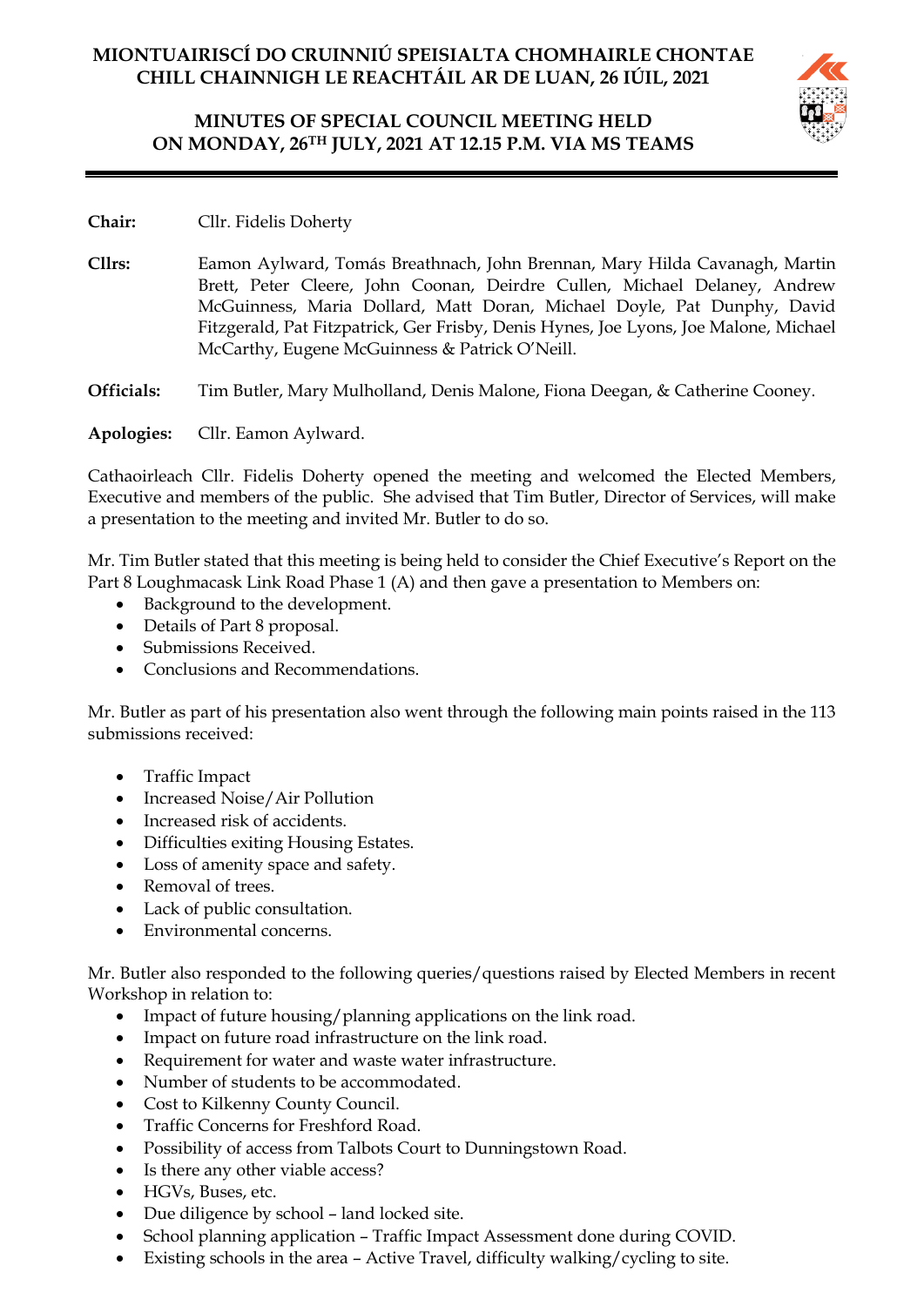# MIONTUAIRISCÍ DO CRUINNIÚ SPEISIALTA CHOMHAIRLE CHONTAE CHILL CHAINNIGH LE REACHTÁIL AR DE LUAN, 26 IÚIL, 2021

# MINUTES OF SPECIAL COUNCIL MEETING HELD ON MONDAY, 26TH JULY, 2021 AT 12.15 P.M. VIA MS TEAMS

**Chair:** Cllr. Fidelis Doherty

**Cllrs:** Eamon Aylward, Tomás Breathnach, John Brennan, Mary Hilda Cavanagh, Martin Brett, Peter Cleere, John Coonan, Deirdre Cullen, Michael Delaney, Andrew McGuinness, Maria Dollard, Matt Doran, Michael Doyle, Pat Dunphy, David Fitzgerald, Pat Fitzpatrick, Ger Frisby, Denis Hynes, Joe Lyons, Joe Malone, Michael McCarthy, Eugene McGuinness & Patrick O'Neill.

**Officials:** Tim Butler, Mary Mulholland, Denis Malone, Fiona Deegan, & Catherine Cooney.

**Apologies:** Cllr. Eamon Aylward.

Cathaoirleach Cllr. Fidelis Doherty opened the meeting and welcomed the Elected Members, Executive and members of the public. She advised that Tim Butler, Director of Services, will make a presentation to the meeting and invited Mr. Butler to do so.

Mr. Tim Butler stated that this meeting is being held to consider the Chief Executive's Report on the Part 8 Loughmacask Link Road Phase 1 (A) and then gave a presentation to Members on:

- Background to the development.
- Details of Part 8 proposal.
- Submissions Received.
- Conclusions and Recommendations.

Mr. Butler as part of his presentation also went through the following main points raised in the 113 submissions received:

- Traffic Impact
- Increased Noise/Air Pollution
- Increased risk of accidents.
- Difficulties exiting Housing Estates.
- Loss of amenity space and safety.
- Removal of trees.
- Lack of public consultation.
- Environmental concerns.

Mr. Butler also responded to the following queries/questions raised by Elected Members in recent Workshop in relation to:

- Impact of future housing/planning applications on the link road.
- Impact on future road infrastructure on the link road.
- Requirement for water and waste water infrastructure.
- Number of students to be accommodated.
- Cost to Kilkenny County Council.
- Traffic Concerns for Freshford Road.
- Possibility of access from Talbots Court to Dunningstown Road.
- Is there any other viable access?
- HGVs, Buses, etc.
- Due diligence by school – land locked site.
- School planning application – Traffic Impact Assessment done during COVID.
- Existing schools in the area – Active Travel, difficulty walking/cycling to site.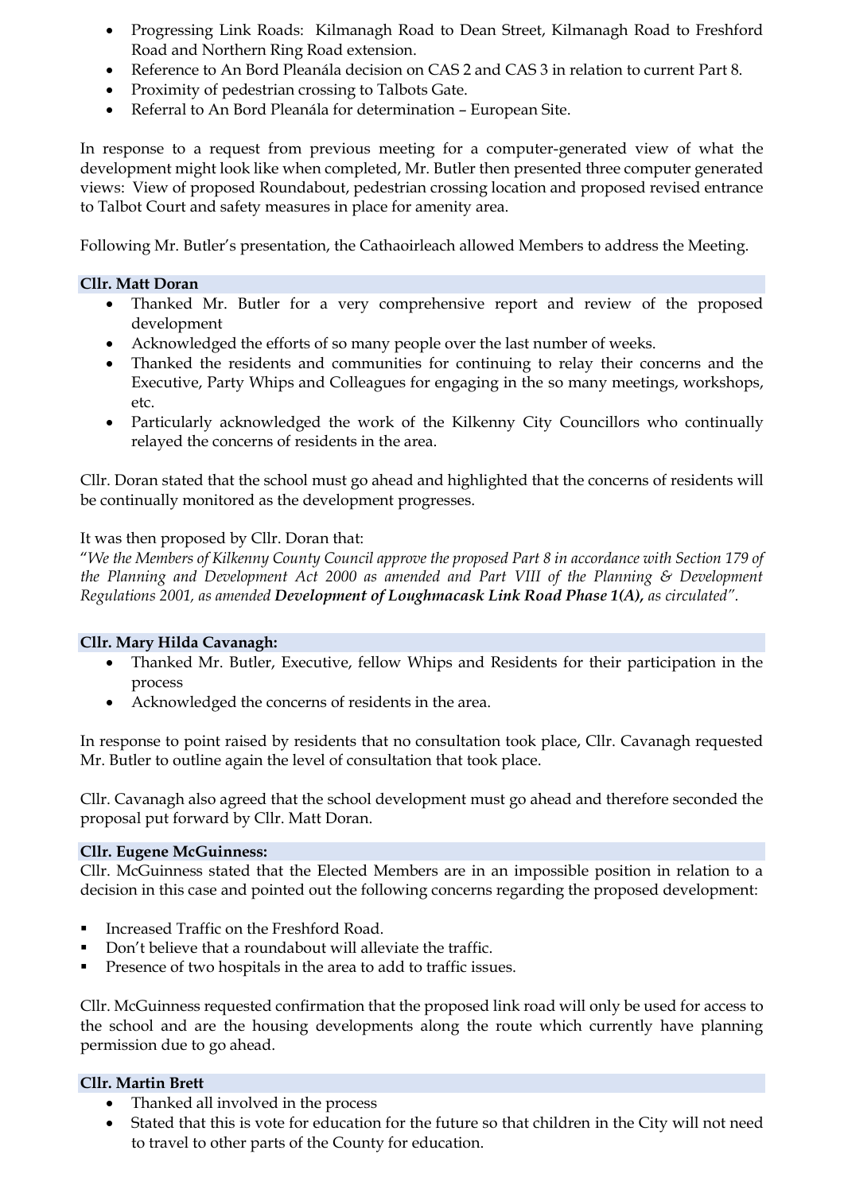- Progressing Link Roads: Kilmanagh Road to Dean Street, Kilmanagh Road to Freshford Road and Northern Ring Road extension.
- Reference to An Bord Pleanála decision on CAS 2 and CAS 3 in relation to current Part 8.
- Proximity of pedestrian crossing to Talbots Gate.
- Referral to An Bord Pleanála for determination – European Site.

In response to a request from previous meeting for a computer-generated view of what the development might look like when completed, Mr. Butler then presented three computer generated views: View of proposed Roundabout, pedestrian crossing location and proposed revised entrance to Talbot Court and safety measures in place for amenity area.

Following Mr. Butler's presentation, the Cathaoirleach allowed Members to address the Meeting.

**Cllr. Matt Doran**

- Thanked Mr. Butler for a very comprehensive report and review of the proposed development
- Acknowledged the efforts of so many people over the last number of weeks.
- Thanked the residents and communities for continuing to relay their concerns and the Executive, Party Whips and Colleagues for engaging in the so many meetings, workshops, etc.
- Particularly acknowledged the work of the Kilkenny City Councillors who continually relayed the concerns of residents in the area.

Cllr. Doran stated that the school must go ahead and highlighted that the concerns of residents will be continually monitored as the development progresses.

It was then proposed by Cllr. Doran that:
"*We the Members of Kilkenny County Council approve the proposed Part 8 in accordance with Section 179 of the Planning and Development Act 2000 as amended and Part VIII of the Planning & Development Regulations 2001, as amended **Development of Loughmacask Link Road Phase 1(A),** as circulated".*

**Cllr. Mary Hilda Cavanagh:**

- Thanked Mr. Butler, Executive, fellow Whips and Residents for their participation in the process
- Acknowledged the concerns of residents in the area.

In response to point raised by residents that no consultation took place, Cllr. Cavanagh requested Mr. Butler to outline again the level of consultation that took place.

Cllr. Cavanagh also agreed that the school development must go ahead and therefore seconded the proposal put forward by Cllr. Matt Doran.

**Cllr. Eugene McGuinness:**

Cllr. McGuinness stated that the Elected Members are in an impossible position in relation to a decision in this case and pointed out the following concerns regarding the proposed development:

- Increased Traffic on the Freshford Road.
- Don't believe that a roundabout will alleviate the traffic.
- Presence of two hospitals in the area to add to traffic issues.

Cllr. McGuinness requested confirmation that the proposed link road will only be used for access to the school and are the housing developments along the route which currently have planning permission due to go ahead.

**Cllr. Martin Brett**

- Thanked all involved in the process
- Stated that this is vote for education for the future so that children in the City will not need to travel to other parts of the County for education.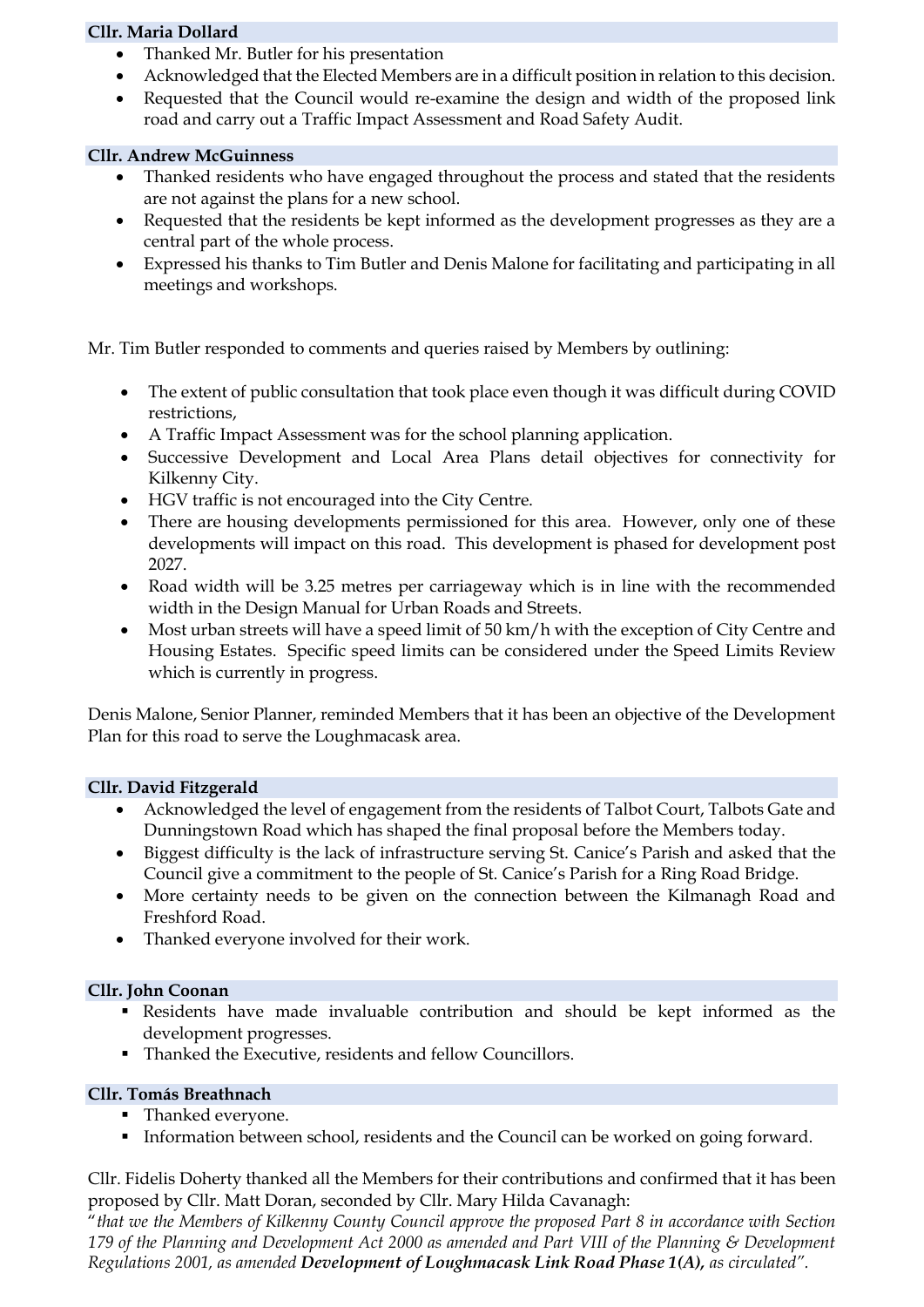**Cllr. Maria Dollard**

- Thanked Mr. Butler for his presentation
- Acknowledged that the Elected Members are in a difficult position in relation to this decision.
- Requested that the Council would re-examine the design and width of the proposed link road and carry out a Traffic Impact Assessment and Road Safety Audit.

**Cllr. Andrew McGuinness**

- Thanked residents who have engaged throughout the process and stated that the residents are not against the plans for a new school.
- Requested that the residents be kept informed as the development progresses as they are a central part of the whole process.
- Expressed his thanks to Tim Butler and Denis Malone for facilitating and participating in all meetings and workshops.

Mr. Tim Butler responded to comments and queries raised by Members by outlining:

- The extent of public consultation that took place even though it was difficult during COVID restrictions,
- A Traffic Impact Assessment was for the school planning application.
- Successive Development and Local Area Plans detail objectives for connectivity for Kilkenny City.
- HGV traffic is not encouraged into the City Centre.
- There are housing developments permissioned for this area. However, only one of these developments will impact on this road. This development is phased for development post 2027.
- Road width will be 3.25 metres per carriageway which is in line with the recommended width in the Design Manual for Urban Roads and Streets.
- Most urban streets will have a speed limit of 50 km/h with the exception of City Centre and Housing Estates. Specific speed limits can be considered under the Speed Limits Review which is currently in progress.

Denis Malone, Senior Planner, reminded Members that it has been an objective of the Development Plan for this road to serve the Loughmacask area.

**Cllr. David Fitzgerald**

- Acknowledged the level of engagement from the residents of Talbot Court, Talbots Gate and Dunningstown Road which has shaped the final proposal before the Members today.
- Biggest difficulty is the lack of infrastructure serving St. Canice's Parish and asked that the Council give a commitment to the people of St. Canice's Parish for a Ring Road Bridge.
- More certainty needs to be given on the connection between the Kilmanagh Road and Freshford Road.
- Thanked everyone involved for their work.

**Cllr. John Coonan**

- Residents have made invaluable contribution and should be kept informed as the development progresses.
- Thanked the Executive, residents and fellow Councillors.

**Cllr. Tomás Breathnach**

- Thanked everyone.
- Information between school, residents and the Council can be worked on going forward.

Cllr. Fidelis Doherty thanked all the Members for their contributions and confirmed that it has been proposed by Cllr. Matt Doran, seconded by Cllr. Mary Hilda Cavanagh:

"*that we the Members of Kilkenny County Council approve the proposed Part 8 in accordance with Section 179 of the Planning and Development Act 2000 as amended and Part VIII of the Planning & Development Regulations 2001, as amended* ***Development of Loughmacask Link Road Phase 1(A),*** *as circulated".*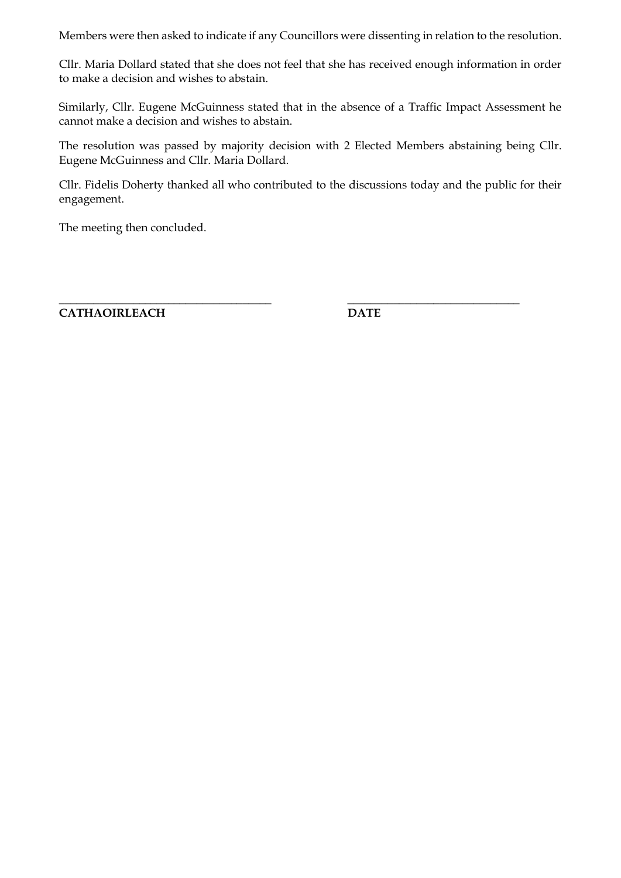Members were then asked to indicate if any Councillors were dissenting in relation to the resolution.

Cllr. Maria Dollard stated that she does not feel that she has received enough information in order to make a decision and wishes to abstain.

Similarly, Cllr. Eugene McGuinness stated that in the absence of a Traffic Impact Assessment he cannot make a decision and wishes to abstain.

The resolution was passed by majority decision with 2 Elected Members abstaining being Cllr. Eugene McGuinness and Cllr. Maria Dollard.

Cllr. Fidelis Doherty thanked all who contributed to the discussions today and the public for their engagement.

The meeting then concluded.

\_\_\_\_\_\_\_\_\_\_\_\_\_\_\_\_\_\_\_\_\_\_\_\_\_\_\_\_\_\_\_\_\_\_\_\_\_\_ \_\_\_\_\_\_\_\_\_\_\_\_\_\_\_\_\_\_\_\_\_\_\_\_\_\_\_\_\_\_\_\_

**CATHAOIRLEACH** **DATE**